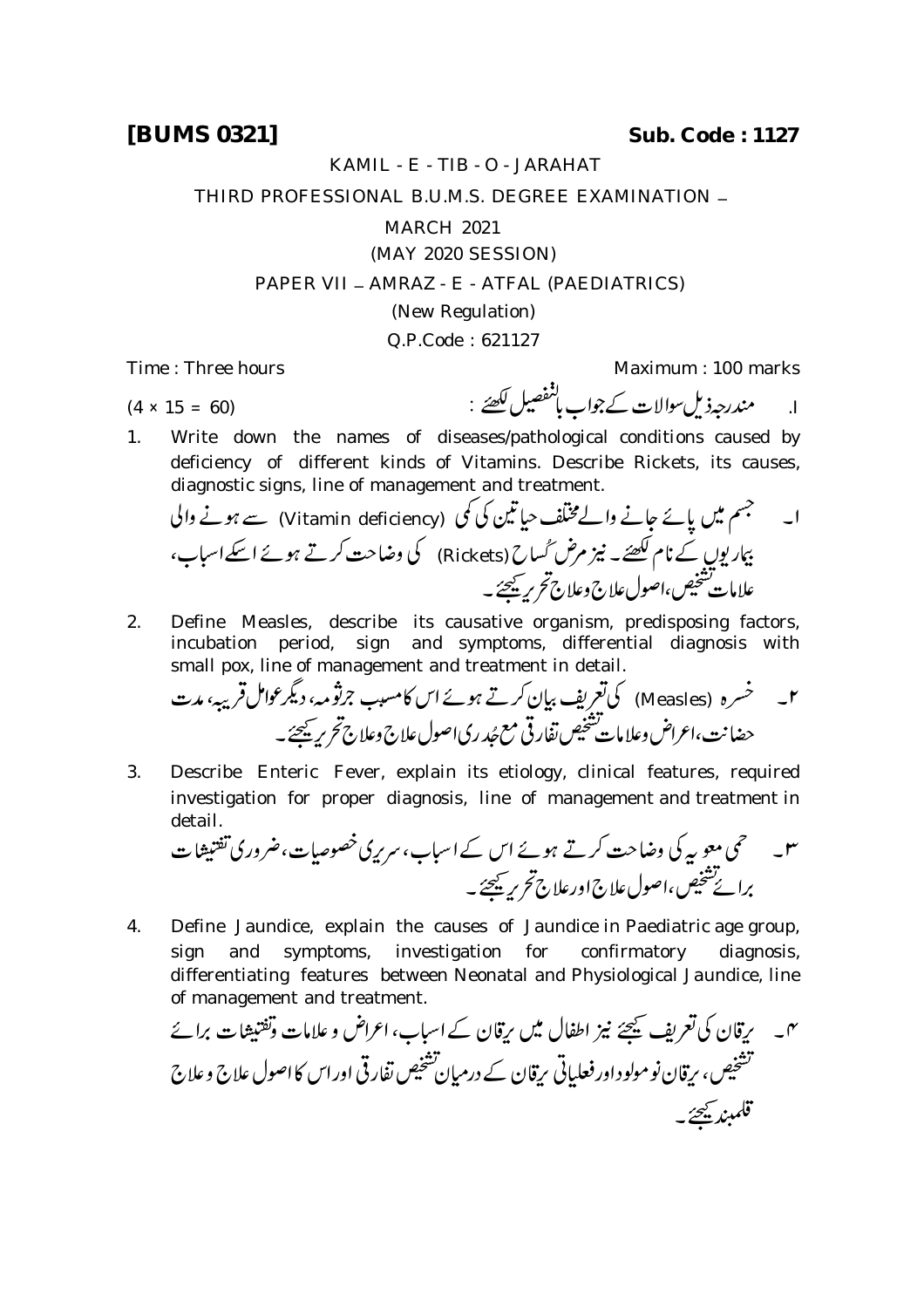**[BUMS 0321]** **Sub. Code : 1127**

KAMIL - E - TIB - O - JARAHAT

THIRD PROFESSIONAL B.U.M.S. DEGREE EXAMINATION – MARCH 2021

(MAY 2020 SESSION)

PAPER VII – AMRAZ - E - ATFAL (PAEDIATRICS)

(New Regulation)

Q.P.Code : 621127

Time : Three hours Maximum : 100 marks

I. مندرجہ ذیل سوالات کے جواب بالتفصیل لکھئے : (4 × 15 = 60)

1. Write down the names of diseases/pathological conditions caused by deficiency of different kinds of Vitamins. Describe Rickets, its causes, diagnostic signs, line of management and treatment.

۱۔ جسم میں پائے جانے والے مختلف حیاتین کی کمی (Vitamin deficiency) سے ہونے والی بیماریوں کے نام لکھئے۔ نیز مرض کُساح (Rickets) کی وضاحت کرتے ہوئے اسکے اسباب، علامات تشخیص، اصول علاج وعلاج تحریر کیجئے۔

2. Define Measles, describe its causative organism, predisposing factors, incubation period, sign and symptoms, differential diagnosis with small pox, line of management and treatment in detail.

۲۔ خسرہ (Measles) کی تعریف بیان کرتے ہوئے اس کا مسبب جرثومہ، دیگر عوامل قریبہ، مدت حضانت، اعراض وعلامات تشخیص تفارقی مع جُدری اصول علاج وعلاج تحریر کیجئے۔

3. Describe Enteric Fever, explain its etiology, clinical features, required investigation for proper diagnosis, line of management and treatment in detail.

۳۔ حمی معویہ کی وضاحت کرتے ہوئے اس کے اسباب، سریری خصوصیات، ضروری تفتیشات برائے تشخیص، اصول علاج اور علاج تحریر کیجئے۔

4. Define Jaundice, explain the causes of Jaundice in Paediatric age group, sign and symptoms, investigation for confirmatory diagnosis, differentiating features between Neonatal and Physiological Jaundice, line of management and treatment.

۴۔ یرقان کی تعریف کیجئے نیز اطفال میں یرقان کے اسباب، اعراض و علامات وتفتیشات برائے تشخیص، یرقان نومولود اور فعلیاتی یرقان کے درمیان تشخیص تفارقی اور اس کا اصول علاج و علاج قلمبند کیجئے۔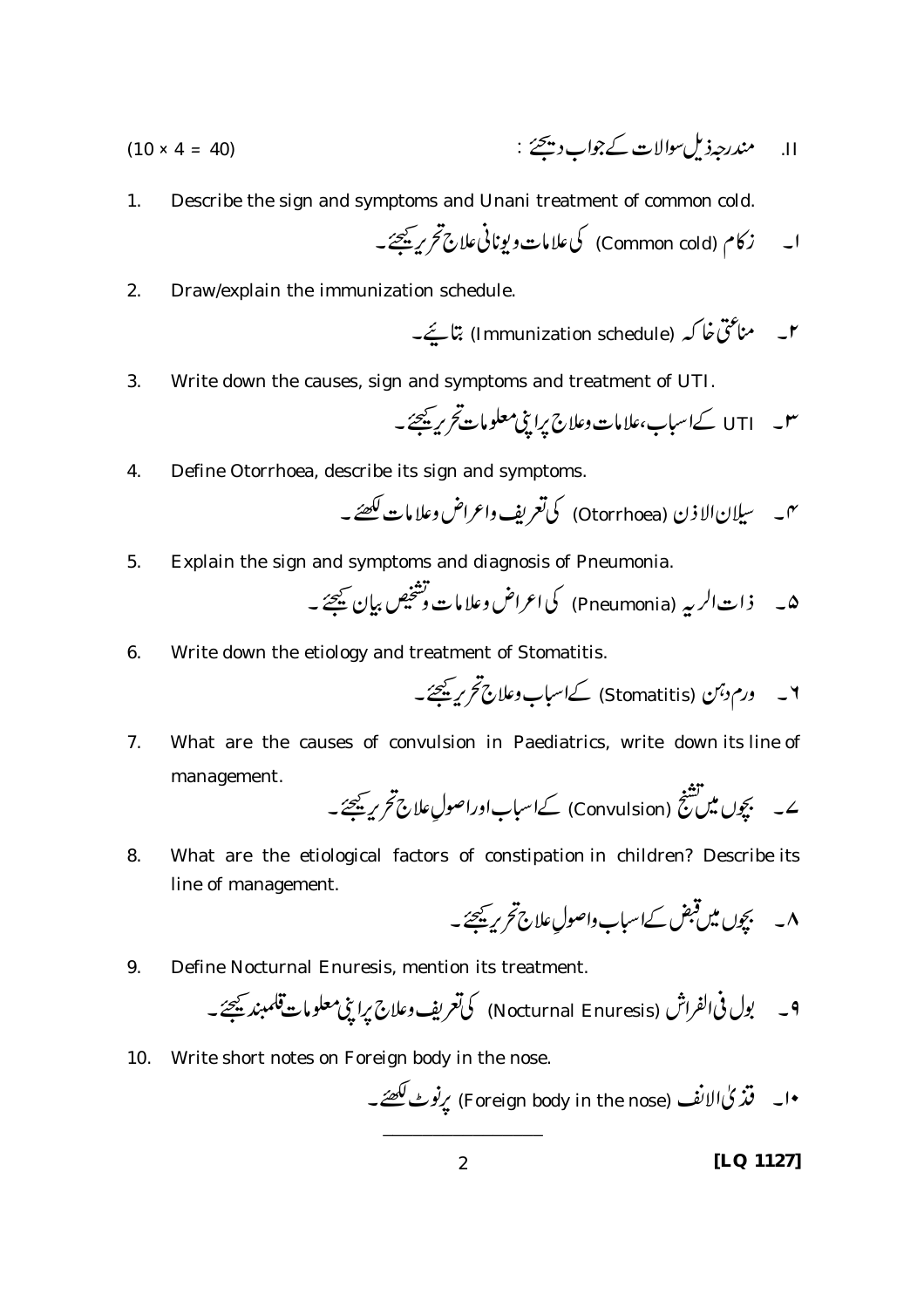II. مندرجہ ذیل سوالات کے جواب دیجئے : (10 × 4 = 40)

1. Describe the sign and symptoms and Unani treatment of common cold.

   ۱۔ زکام (Common cold) کی علامات و یونانی علاج تحریر کیجئے۔

2. Draw/explain the immunization schedule.

   ۲۔ مناعتی خاکہ (Immunization schedule) بتائیے۔

3. Write down the causes, sign and symptoms and treatment of UTI.

   ۳۔ UTI کے اسباب، علامات و علاج پر اپنی معلومات تحریر کیجئے۔

4. Define Otorrhoea, describe its sign and symptoms.

   ۴۔ سیلان الاذن (Otorrhoea) کی تعریف و اعراض و علامات لکھئے۔

5. Explain the sign and symptoms and diagnosis of Pneumonia.

   ۵۔ ذات الریہ (Pneumonia) کی اعراض و علامات و تشخیص بیان کیجئے۔

6. Write down the etiology and treatment of Stomatitis.

   ۶۔ ورم دہن (Stomatitis) کے اسباب و علاج تحریر کیجئے۔

7. What are the causes of convulsion in Paediatrics, write down its line of management.

   ۷۔ بچوں میں تشنج (Convulsion) کے اسباب اور اصولِ علاج تحریر کیجئے۔

8. What are the etiological factors of constipation in children? Describe its line of management.

   ۸۔ بچوں میں قبض کے اسباب و اصولِ علاج تحریر کیجئے۔

9. Define Nocturnal Enuresis, mention its treatment.

   ۹۔ بول فی الفراش (Nocturnal Enuresis) کی تعریف و علاج پر اپنی معلومات قلمبند کیجئے۔

10. Write short notes on Foreign body in the nose.

    ۱۰۔ قذی الانف (Foreign body in the nose) پر نوٹ لکھئے۔

---

[LQ 1127]